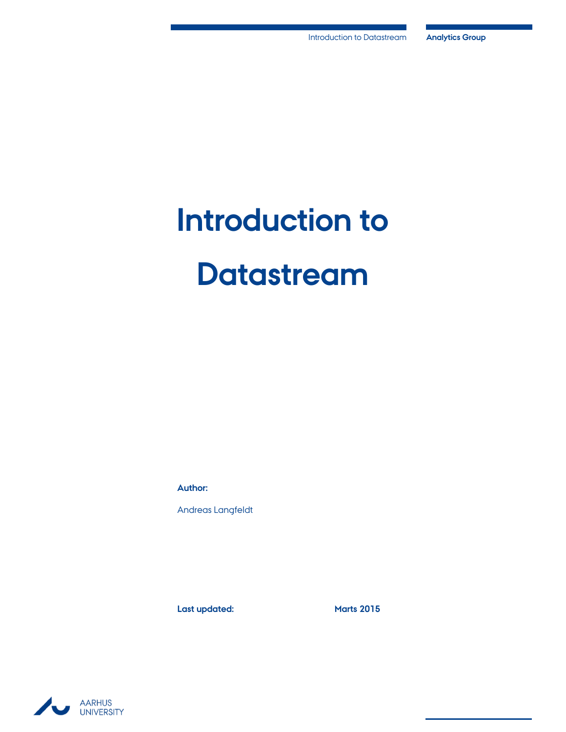# Introduction to Datastream

**Author:**

Andreas Langfeldt

**Last updated:** **Marts 2015**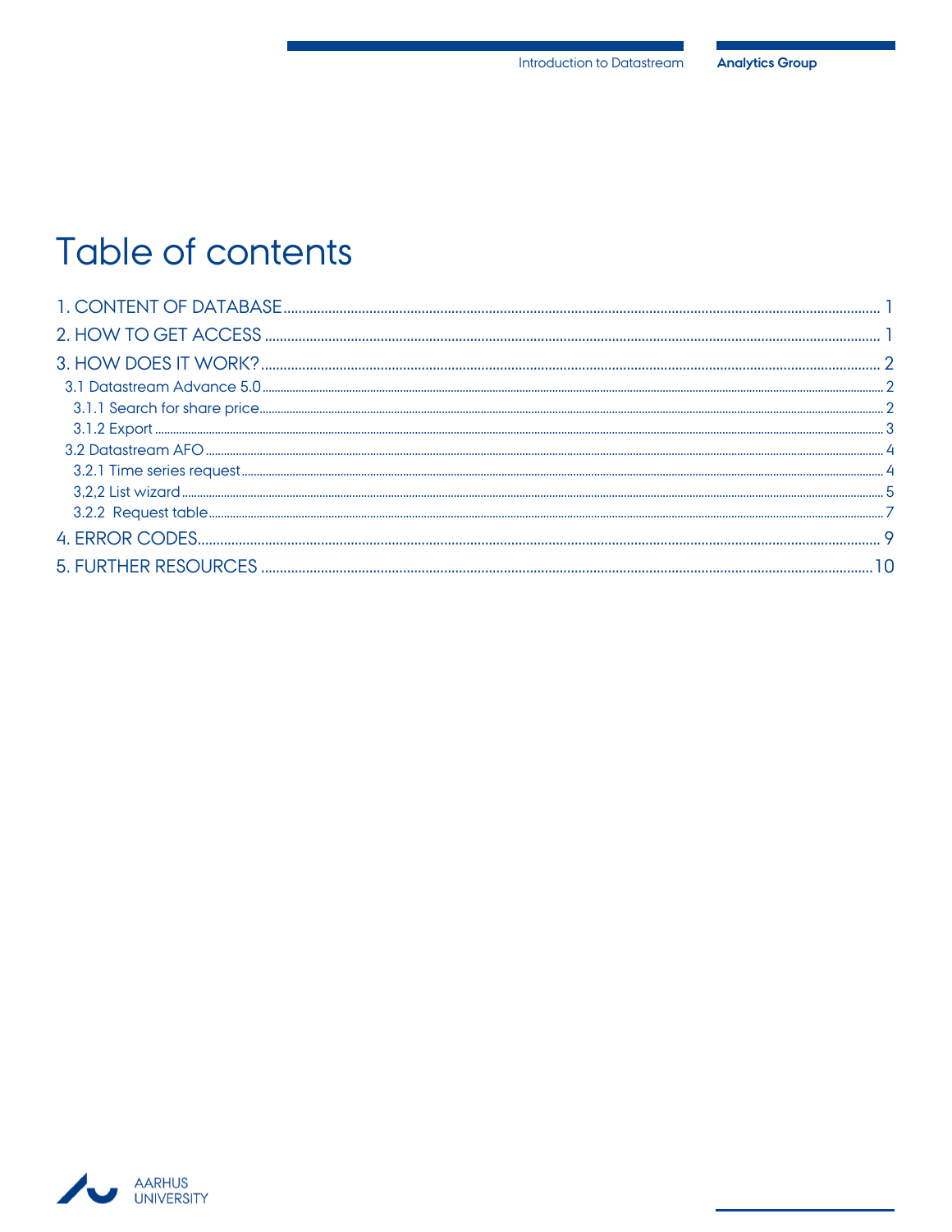# Table of contents

1. CONTENT OF DATABASE ........ 1
2. HOW TO GET ACCESS ........ 1
3. HOW DOES IT WORK? ........ 2
   - 3.1 Datastream Advance 5.0 ........ 2
     - 3.1.1 Search for share price ........ 2
     - 3.1.2 Export ........ 3
   - 3.2 Datastream AFO ........ 4
     - 3.2.1 Time series request ........ 4
     - 3,2,2 List wizard ........ 5
     - 3.2.2 Request table ........ 7
4. ERROR CODES ........ 9
5. FURTHER RESOURCES ........ 10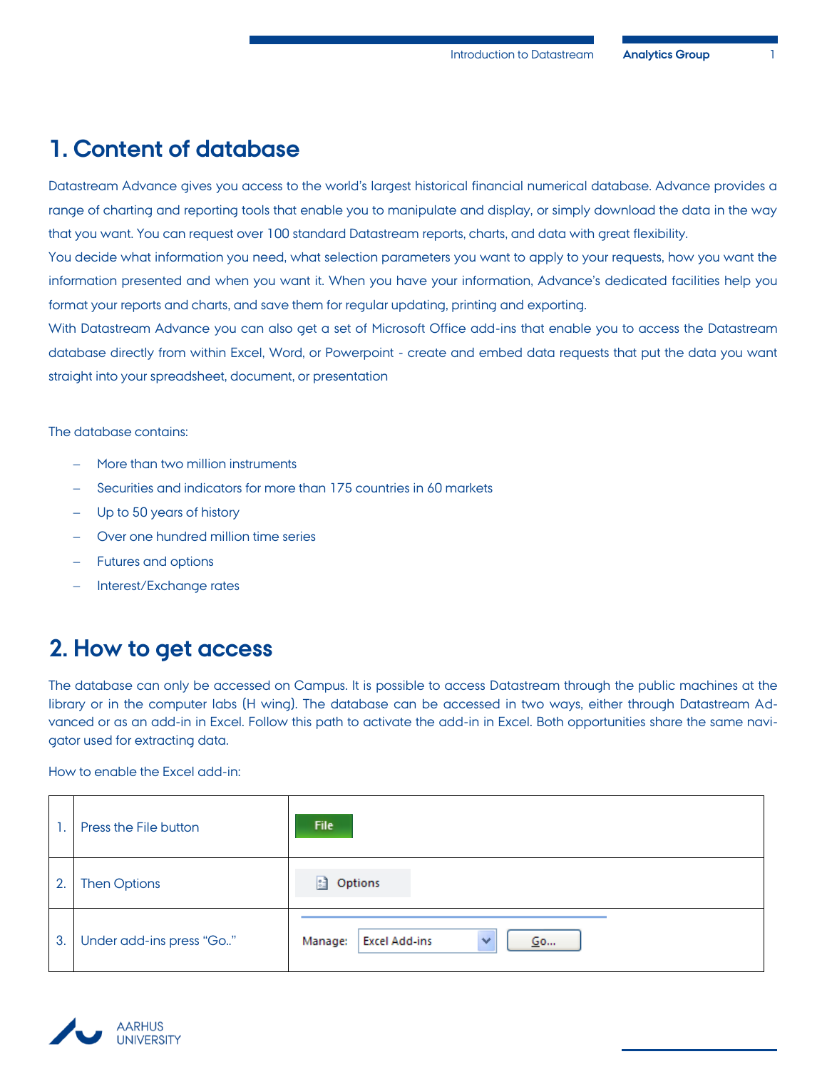# 1. Content of database

Datastream Advance gives you access to the world's largest historical financial numerical database. Advance provides a range of charting and reporting tools that enable you to manipulate and display, or simply download the data in the way that you want. You can request over 100 standard Datastream reports, charts, and data with great flexibility.
You decide what information you need, what selection parameters you want to apply to your requests, how you want the information presented and when you want it. When you have your information, Advance's dedicated facilities help you format your reports and charts, and save them for regular updating, printing and exporting.
With Datastream Advance you can also get a set of Microsoft Office add-ins that enable you to access the Datastream database directly from within Excel, Word, or Powerpoint - create and embed data requests that put the data you want straight into your spreadsheet, document, or presentation

The database contains:

- More than two million instruments
- Securities and indicators for more than 175 countries in 60 markets
- Up to 50 years of history
- Over one hundred million time series
- Futures and options
- Interest/Exchange rates

# 2. How to get access

The database can only be accessed on Campus. It is possible to access Datastream through the public machines at the library or in the computer labs (H wing). The database can be accessed in two ways, either through Datastream Advanced or as an add-in in Excel. Follow this path to activate the add-in in Excel. Both opportunities share the same navigator used for extracting data.

How to enable the Excel add-in:

| | | |
|---|---|---|
| 1. | Press the File button | File |
| 2. | Then Options | Options |
| 3. | Under add-ins press "Go.." | Manage: Excel Add-ins Go... |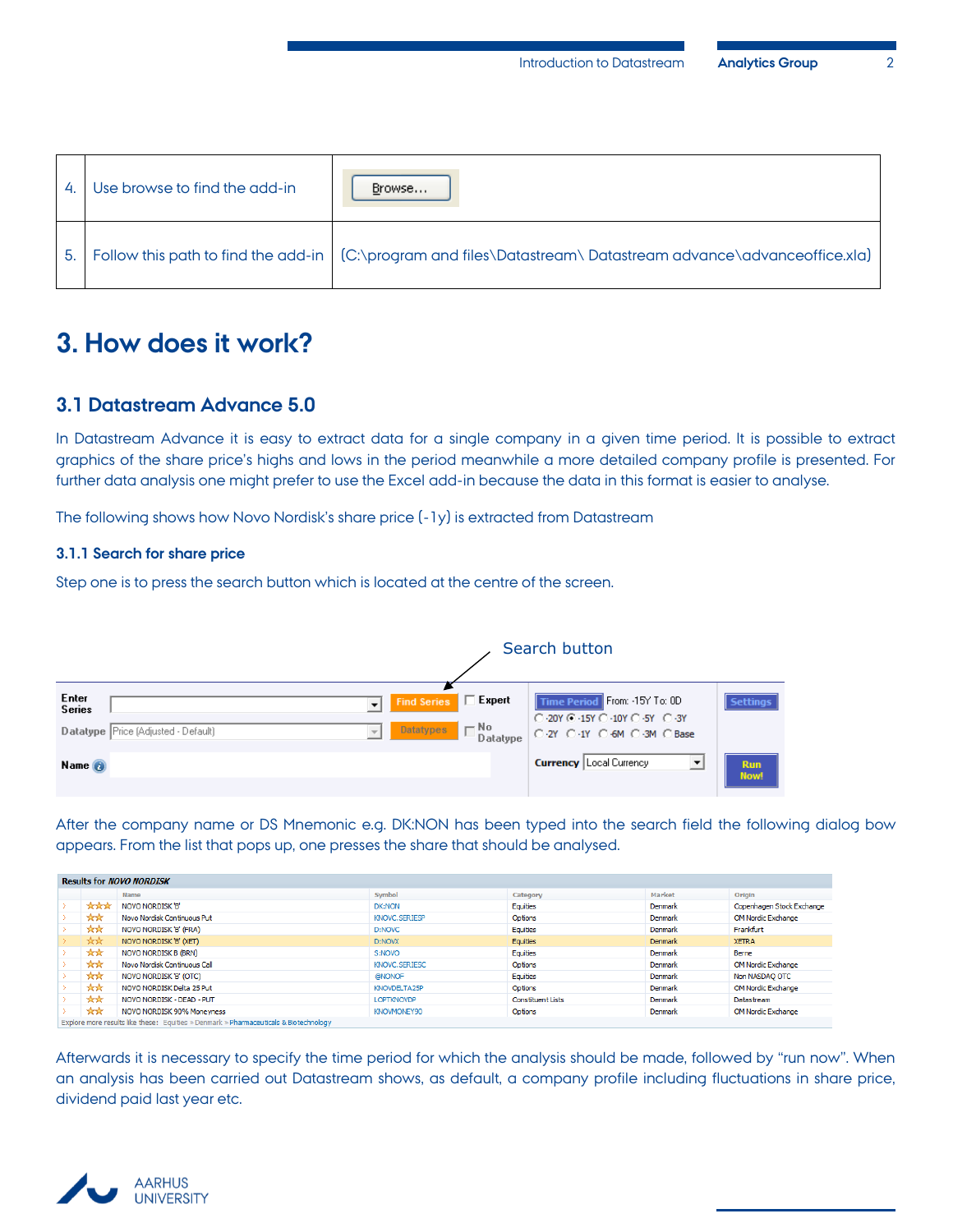| 4. | Use browse to find the add-in | Browse... |
|---|---|---|
| 5. | Follow this path to find the add-in | (C:\program and files\Datastream\ Datastream advance\advanceoffice.xla) |

# 3. How does it work?

## 3.1 Datastream Advance 5.0

In Datastream Advance it is easy to extract data for a single company in a given time period. It is possible to extract graphics of the share price's highs and lows in the period meanwhile a more detailed company profile is presented. For further data analysis one might prefer to use the Excel add-in because the data in this format is easier to analyse.

The following shows how Novo Nordisk's share price (-1y) is extracted from Datastream

### 3.1.1 Search for share price

Step one is to press the search button which is located at the centre of the screen.

Search button

After the company name or DS Mnemonic e.g. DK:NON has been typed into the search field the following dialog bow appears. From the list that pops up, one presses the share that should be analysed.

Afterwards it is necessary to specify the time period for which the analysis should be made, followed by "run now". When an analysis has been carried out Datastream shows, as default, a company profile including fluctuations in share price, dividend paid last year etc.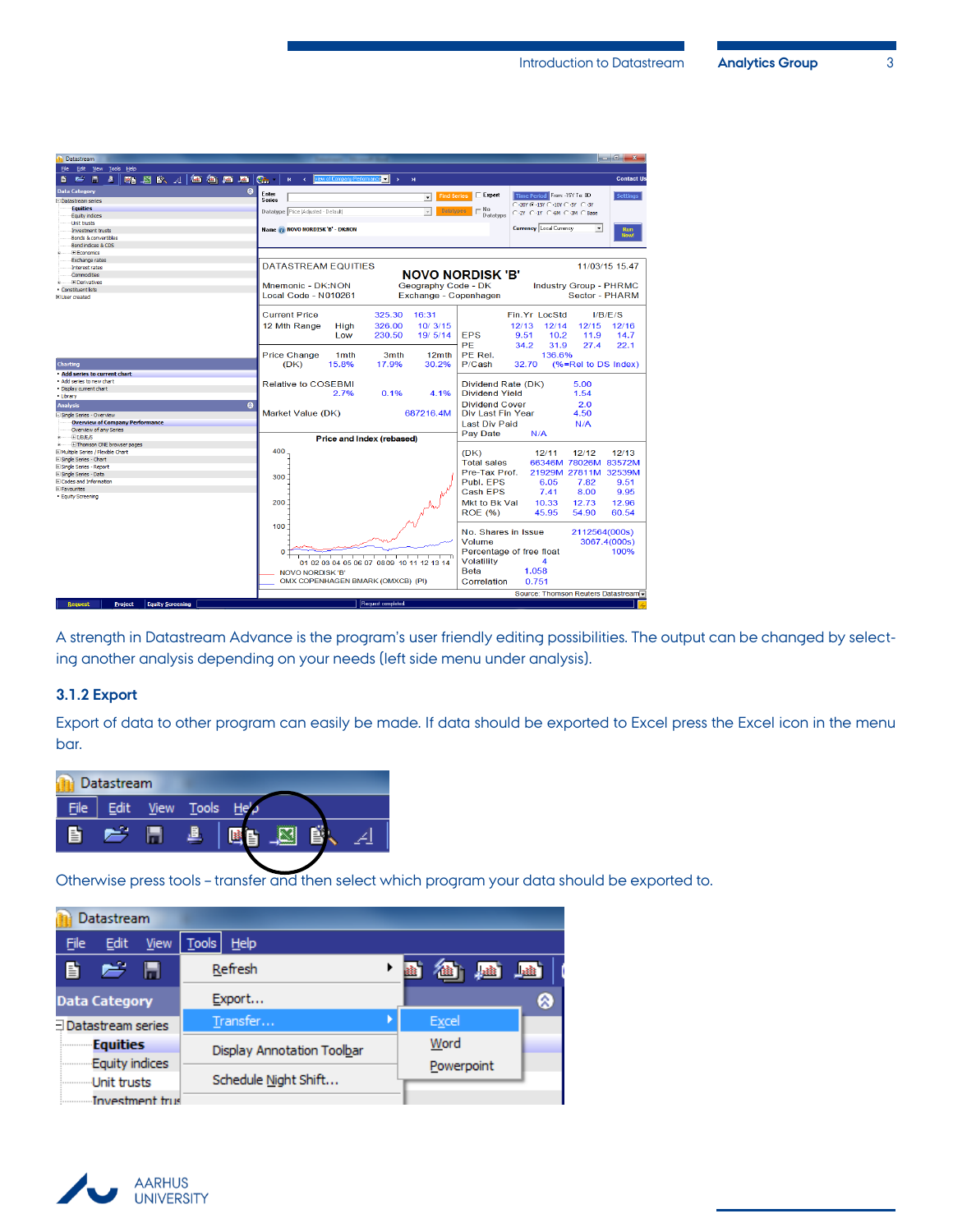A strength in Datastream Advance is the program's user friendly editing possibilities. The output can be changed by selecting another analysis depending on your needs (left side menu under analysis).

### 3.1.2 Export

Export of data to other program can easily be made. If data should be exported to Excel press the Excel icon in the menu bar.

Otherwise press tools – transfer and then select which program your data should be exported to.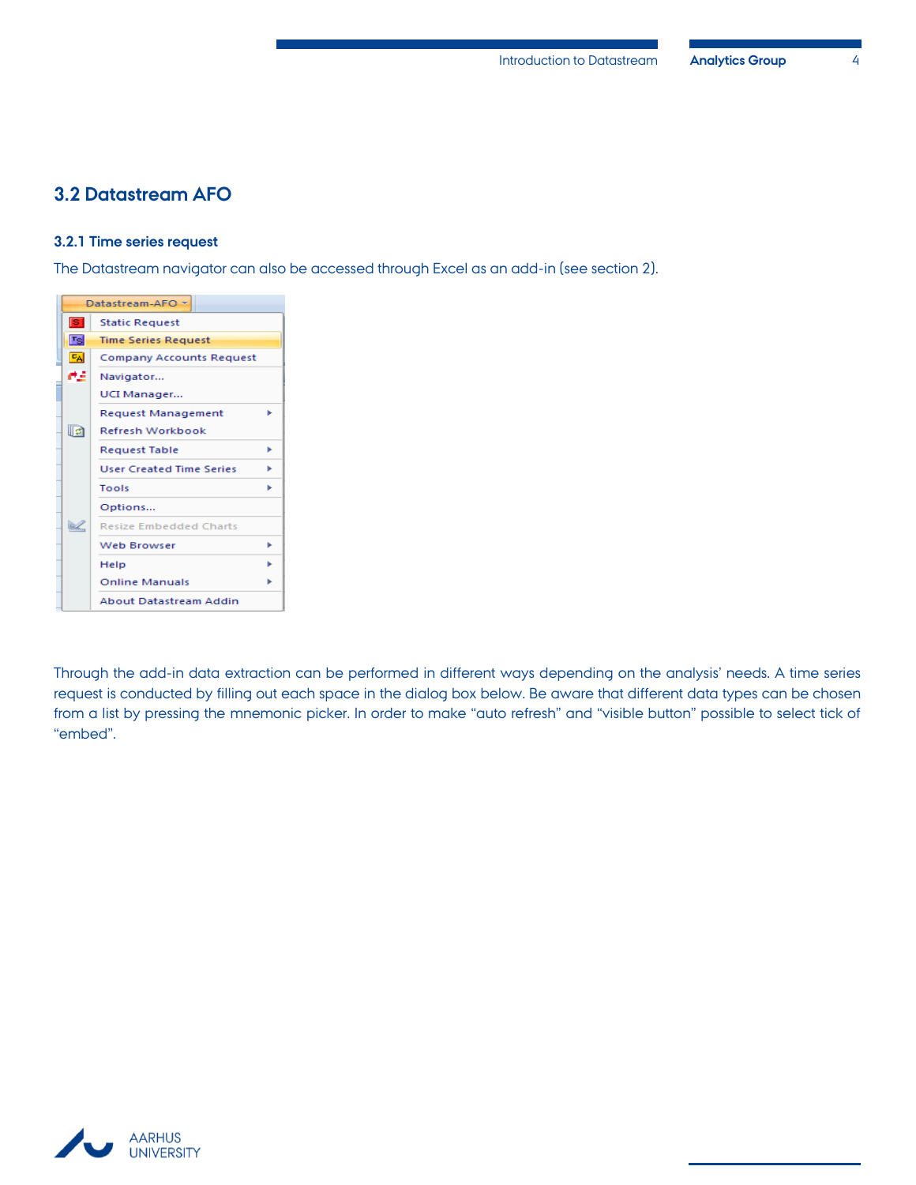## 3.2 Datastream AFO

### 3.2.1 Time series request

The Datastream navigator can also be accessed through Excel as an add-in (see section 2).

Through the add-in data extraction can be performed in different ways depending on the analysis' needs. A time series request is conducted by filling out each space in the dialog box below. Be aware that different data types can be chosen from a list by pressing the mnemonic picker. In order to make "auto refresh" and "visible button" possible to select tick of "embed".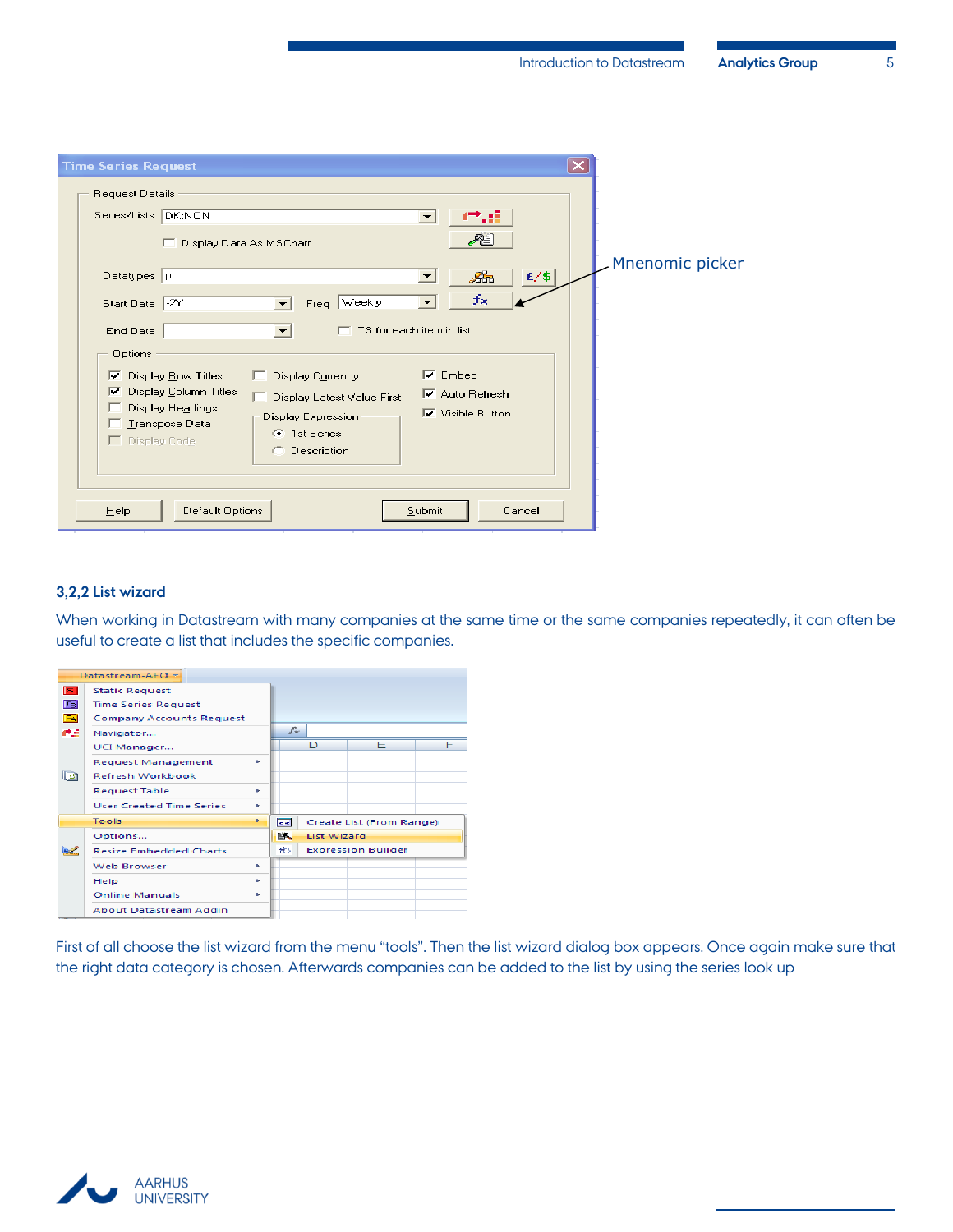Mnemonic picker

### 3,2,2 List wizard

When working in Datastream with many companies at the same time or the same companies repeatedly, it can often be useful to create a list that includes the specific companies.

First of all choose the list wizard from the menu “tools”. Then the list wizard dialog box appears. Once again make sure that the right data category is chosen. Afterwards companies can be added to the list by using the series look up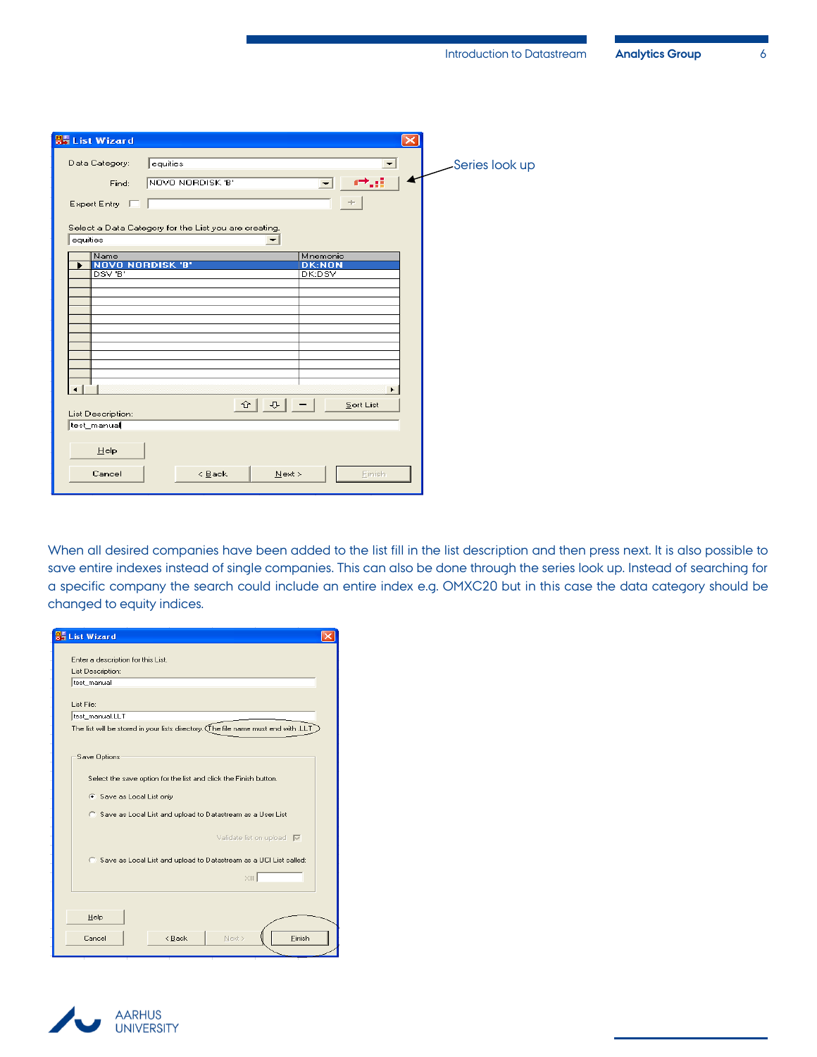Series look up

When all desired companies have been added to the list fill in the list description and then press next. It is also possible to save entire indexes instead of single companies. This can also be done through the series look up. Instead of searching for a specific company the search could include an entire index e.g. OMXC20 but in this case the data category should be changed to equity indices.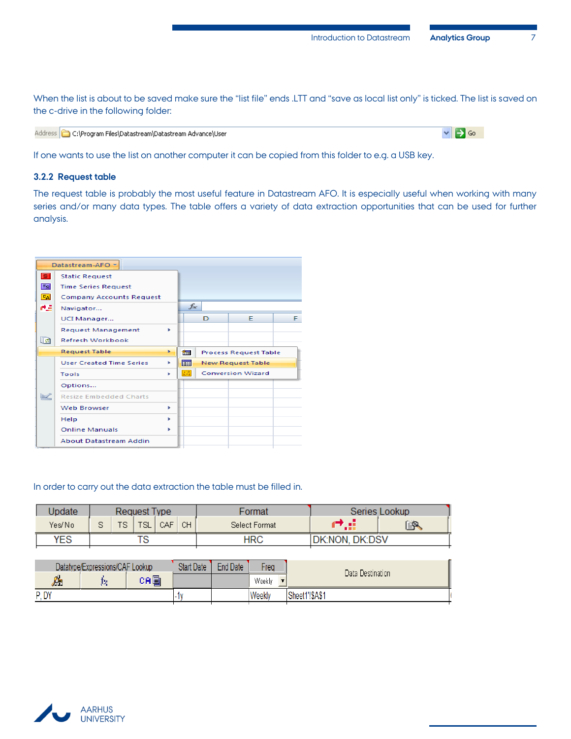When the list is about to be saved make sure the "list file" ends .LTT and "save as local list only" is ticked. The list is saved on the c-drive in the following folder:

Address C:\Program Files\Datastream\Datastream Advance\User

If one wants to use the list on another computer it can be copied from this folder to e.g. a USB key.

### 3.2.2 Request table

The request table is probably the most useful feature in Datastream AFO. It is especially useful when working with many series and/or many data types. The table offers a variety of data extraction opportunities that can be used for further analysis.

Datastream-AFO

- Static Request
- Time Series Request
- Company Accounts Request
- Navigator...
- UCI Manager...
- Request Management
- Refresh Workbook
- Request Table
  - Process Request Table
  - New Request Table
  - Conversion Wizard
- User Created Time Series
- Tools
- Options...
- Resize Embedded Charts
- Web Browser
- Help
- Online Manuals
- About Datastream Addin

In order to carry out the data extraction the table must be filled in.

| Update | Request Type | | | | | Format | Series Lookup | |
|---|---|---|---|---|---|---|---|---|
| Yes/No | S | TS | TSL | CAF | CH | Select Format | | |
| YES | TS | | | | | HRC | DK:NON, DK:DSV | |

| Datatype/Expressions/CAF Lookup | | | Start Date | End Date | Freq | Data Destination |
|---|---|---|---|---|---|---|
| | | | | | Weekly | |
| P, DY | | | -1y | | Weekly | Sheet1'!$A$1 |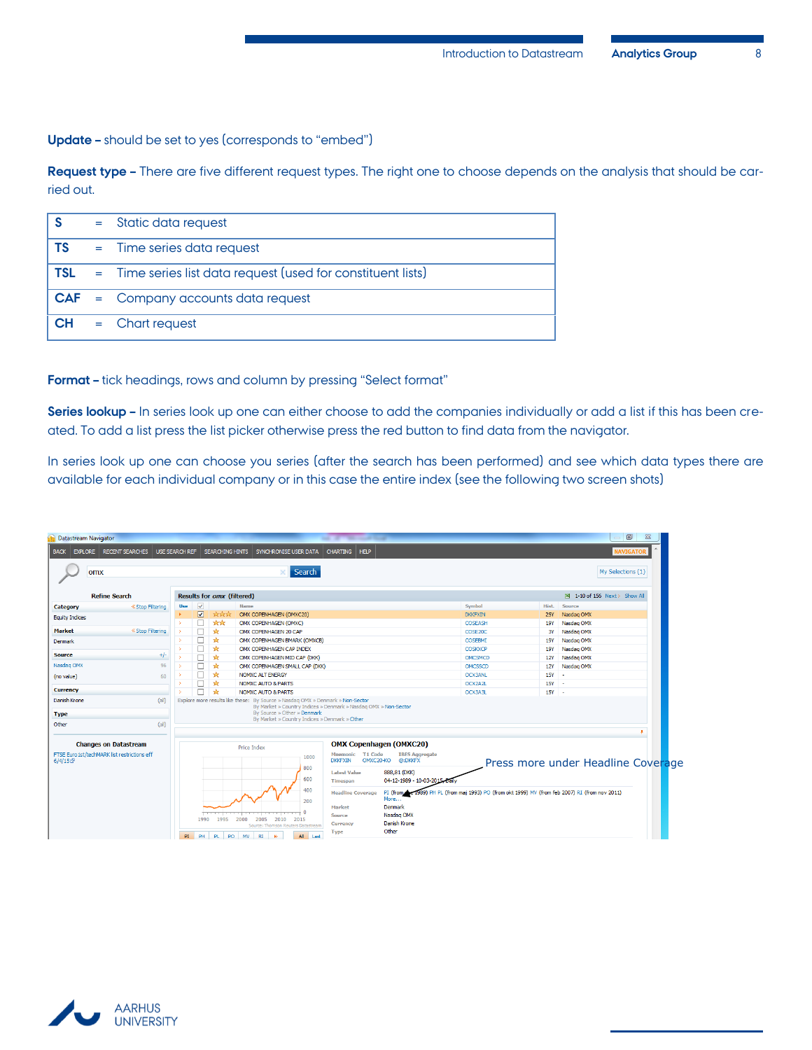**Update –** should be set to yes (corresponds to "embed")

**Request type –** There are five different request types. The right one to choose depends on the analysis that should be carried out.

| | | |
|---|---|---|
| **S** | = | Static data request |
| **TS** | = | Time series data request |
| **TSL** | = | Time series list data request (used for constituent lists) |
| **CAF** | = | Company accounts data request |
| **CH** | = | Chart request |

**Format –** tick headings, rows and column by pressing "Select format"

**Series lookup –** In series look up one can either choose to add the companies individually or add a list if this has been created. To add a list press the list picker otherwise press the red button to find data from the navigator.

In series look up one can choose you series (after the search has been performed) and see which data types there are available for each individual company or in this case the entire index (see the following two screen shots)

Press more under Headline Coverage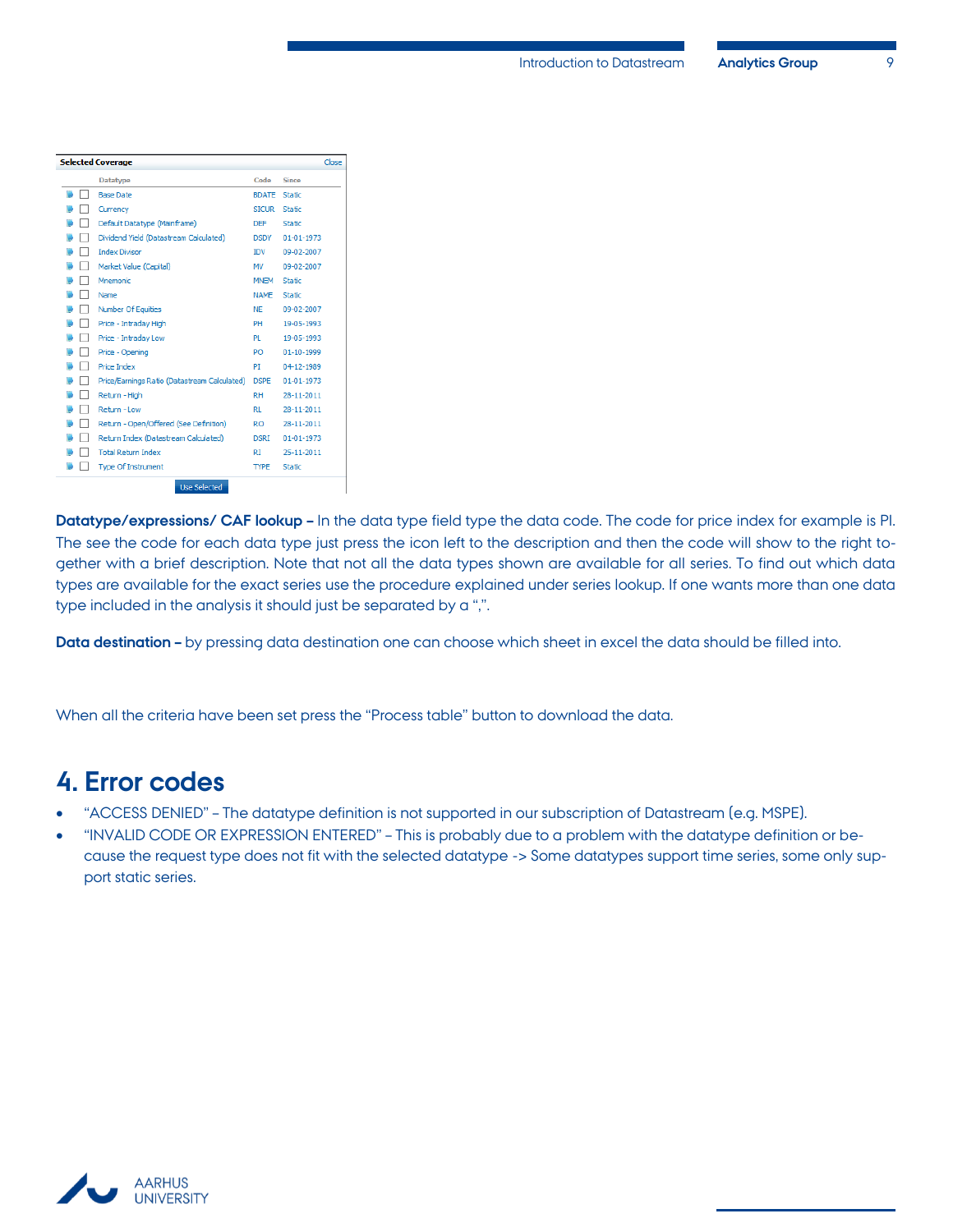**Selected Coverage** Close

| Datatype | Code | Since |
|---|---|---|
| Base Date | BDATE | Static |
| Currency | SICUR | Static |
| Default Datatype (Mainframe) | DEF | Static |
| Dividend Yield (Datastream Calculated) | DSDY | 01-01-1973 |
| Index Divisor | IDV | 09-02-2007 |
| Market Value (Capital) | MV | 09-02-2007 |
| Mnemonic | MNEM | Static |
| Name | NAME | Static |
| Number Of Equities | NE | 09-02-2007 |
| Price - Intraday High | PH | 19-05-1993 |
| Price - Intraday Low | PL | 19-05-1993 |
| Price - Opening | PO | 01-10-1999 |
| Price Index | PI | 04-12-1989 |
| Price/Earnings Ratio (Datastream Calculated) | DSPE | 01-01-1973 |
| Return - High | RH | 28-11-2011 |
| Return - Low | RL | 28-11-2011 |
| Return - Open/Offered (See Definition) | RO | 28-11-2011 |
| Return Index (Datastream Calculated) | DSRI | 01-01-1973 |
| Total Return Index | RI | 25-11-2011 |
| Type Of Instrument | TYPE | Static |

Use Selected

**Datatype/expressions/ CAF lookup –** In the data type field type the data code. The code for price index for example is PI. The see the code for each data type just press the icon left to the description and then the code will show to the right together with a brief description. Note that not all the data types shown are available for all series. To find out which data types are available for the exact series use the procedure explained under series lookup. If one wants more than one data type included in the analysis it should just be separated by a ",".

**Data destination –** by pressing data destination one can choose which sheet in excel the data should be filled into.

When all the criteria have been set press the "Process table" button to download the data.

# 4. Error codes

- "ACCESS DENIED" – The datatype definition is not supported in our subscription of Datastream (e.g. MSPE).
- "INVALID CODE OR EXPRESSION ENTERED" – This is probably due to a problem with the datatype definition or because the request type does not fit with the selected datatype -> Some datatypes support time series, some only support static series.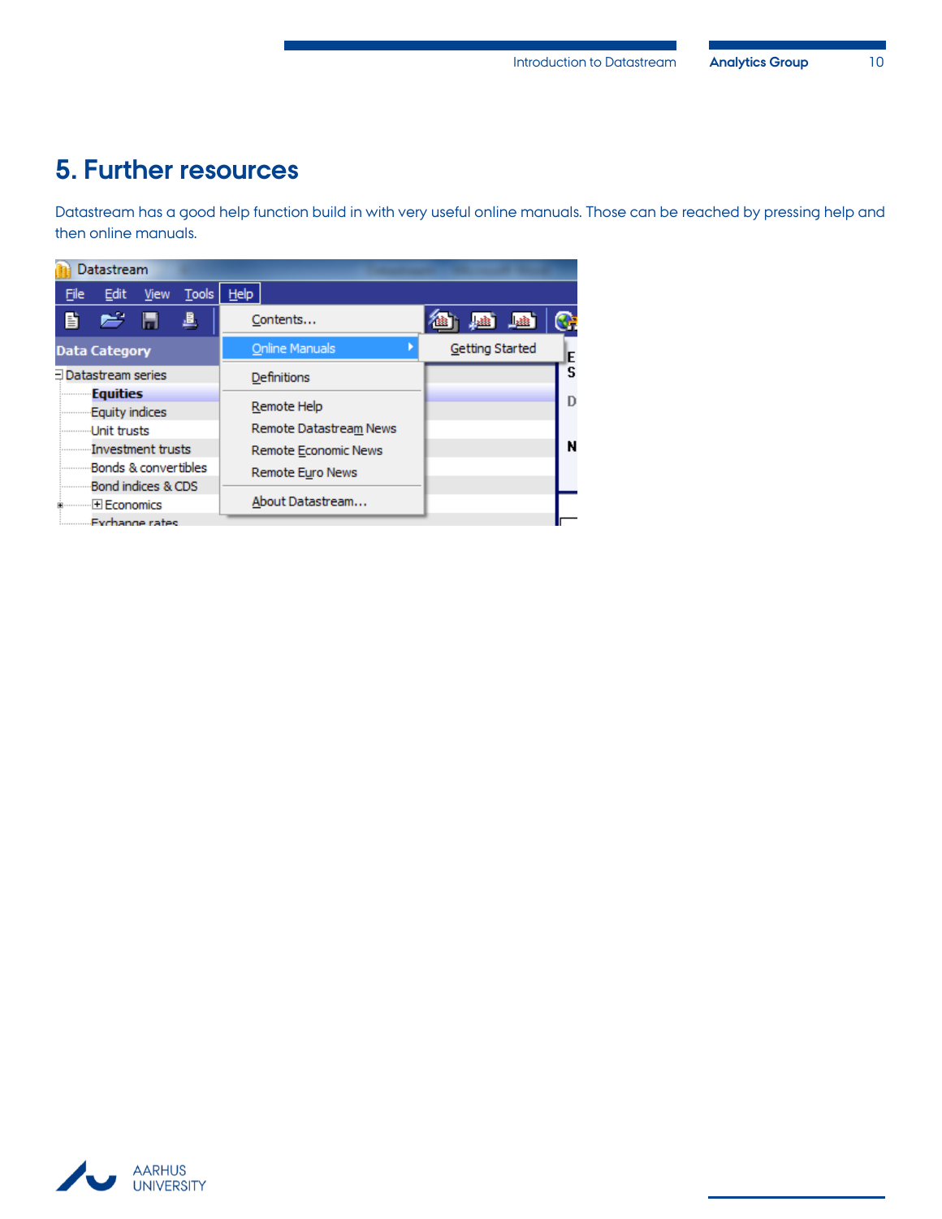# 5. Further resources

Datastream has a good help function build in with very useful online manuals. Those can be reached by pressing help and then online manuals.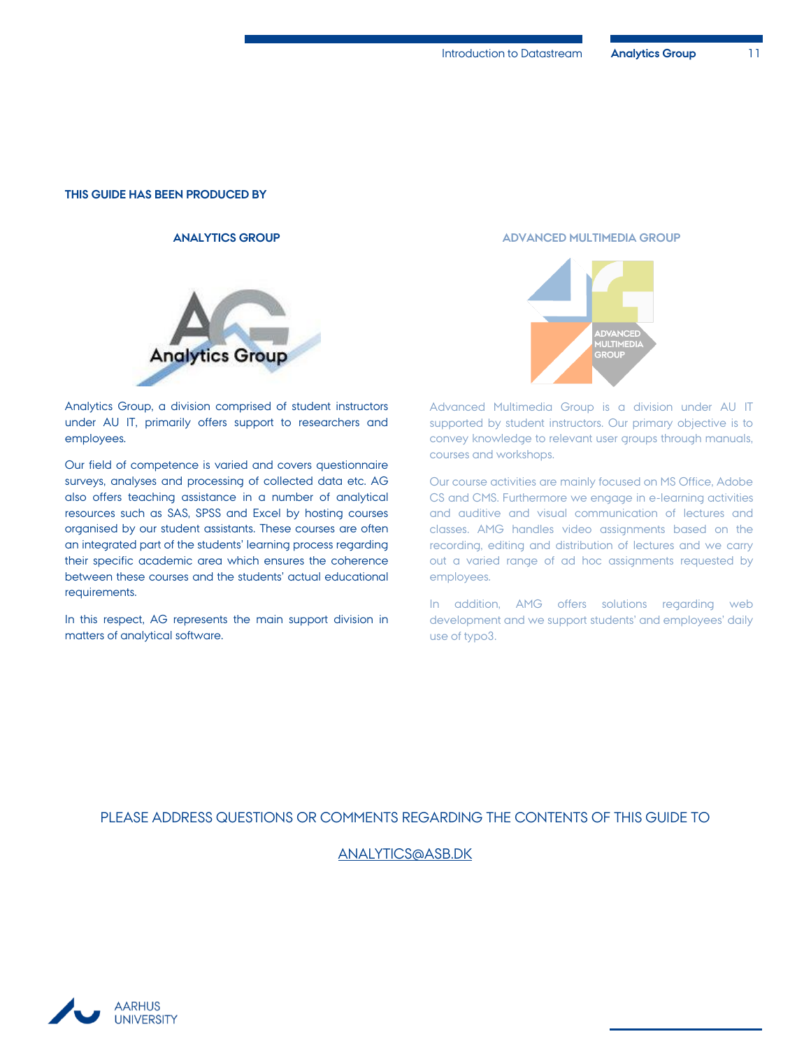## THIS GUIDE HAS BEEN PRODUCED BY

### ANALYTICS GROUP

Analytics Group, a division comprised of student instructors under AU IT, primarily offers support to researchers and employees.

Our field of competence is varied and covers questionnaire surveys, analyses and processing of collected data etc. AG also offers teaching assistance in a number of analytical resources such as SAS, SPSS and Excel by hosting courses organised by our student assistants. These courses are often an integrated part of the students' learning process regarding their specific academic area which ensures the coherence between these courses and the students' actual educational requirements.

In this respect, AG represents the main support division in matters of analytical software.

### ADVANCED MULTIMEDIA GROUP

Advanced Multimedia Group is a division under AU IT supported by student instructors. Our primary objective is to convey knowledge to relevant user groups through manuals, courses and workshops.

Our course activities are mainly focused on MS Office, Adobe CS and CMS. Furthermore we engage in e-learning activities and auditive and visual communication of lectures and classes. AMG handles video assignments based on the recording, editing and distribution of lectures and we carry out a varied range of ad hoc assignments requested by employees.

In addition, AMG offers solutions regarding web development and we support students' and employees' daily use of typo3.

PLEASE ADDRESS QUESTIONS OR COMMENTS REGARDING THE CONTENTS OF THIS GUIDE TO

ANALYTICS@ASB.DK